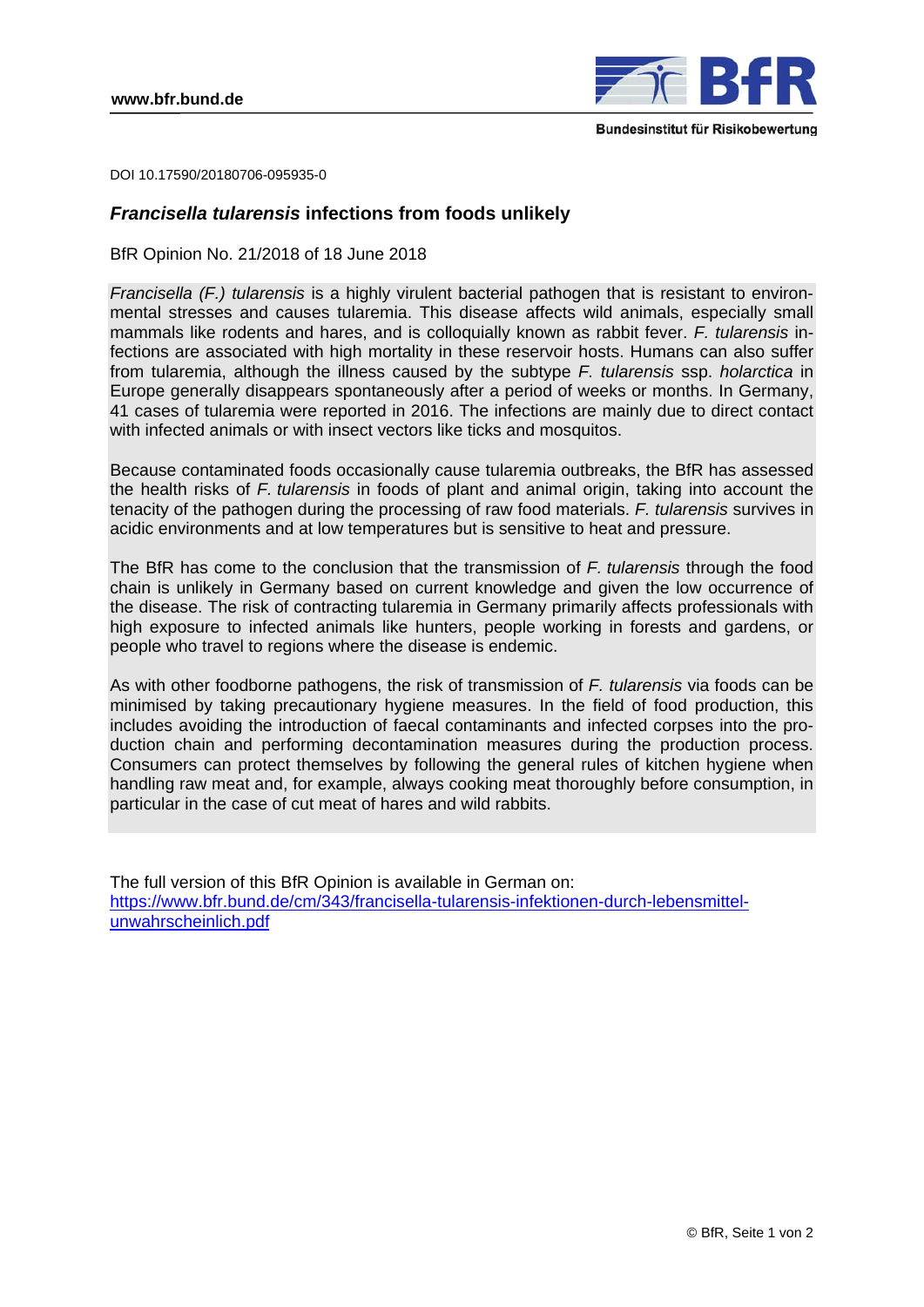www.bfr.bund.de

DOI 10.17590/20180706-095935-0

## *Francisella tularensis* infections from foods unlikely

BfR Opinion No. 21/2018 of 18 June 2018

*Francisella (F.) tularensis* is a highly virulent bacterial pathogen that is resistant to environmental stresses and causes tularemia. This disease affects wild animals, especially small mammals like rodents and hares, and is colloquially known as rabbit fever. *F. tularensis* infections are associated with high mortality in these reservoir hosts. Humans can also suffer from tularemia, although the illness caused by the subtype *F. tularensis* ssp. *holarctica* in Europe generally disappears spontaneously after a period of weeks or months. In Germany, 41 cases of tularemia were reported in 2016. The infections are mainly due to direct contact with infected animals or with insect vectors like ticks and mosquitos.

Because contaminated foods occasionally cause tularemia outbreaks, the BfR has assessed the health risks of *F. tularensis* in foods of plant and animal origin, taking into account the tenacity of the pathogen during the processing of raw food materials. *F. tularensis* survives in acidic environments and at low temperatures but is sensitive to heat and pressure.

The BfR has come to the conclusion that the transmission of *F. tularensis* through the food chain is unlikely in Germany based on current knowledge and given the low occurrence of the disease. The risk of contracting tularemia in Germany primarily affects professionals with high exposure to infected animals like hunters, people working in forests and gardens, or people who travel to regions where the disease is endemic.

As with other foodborne pathogens, the risk of transmission of *F. tularensis* via foods can be minimised by taking precautionary hygiene measures. In the field of food production, this includes avoiding the introduction of faecal contaminants and infected corpses into the production chain and performing decontamination measures during the production process. Consumers can protect themselves by following the general rules of kitchen hygiene when handling raw meat and, for example, always cooking meat thoroughly before consumption, in particular in the case of cut meat of hares and wild rabbits.

The full version of this BfR Opinion is available in German on:
[https://www.bfr.bund.de/cm/343/francisella-tularensis-infektionen-durch-lebensmittel-unwahrscheinlich.pdf](https://www.bfr.bund.de/cm/343/francisella-tularensis-infektionen-durch-lebensmittel-unwahrscheinlich.pdf)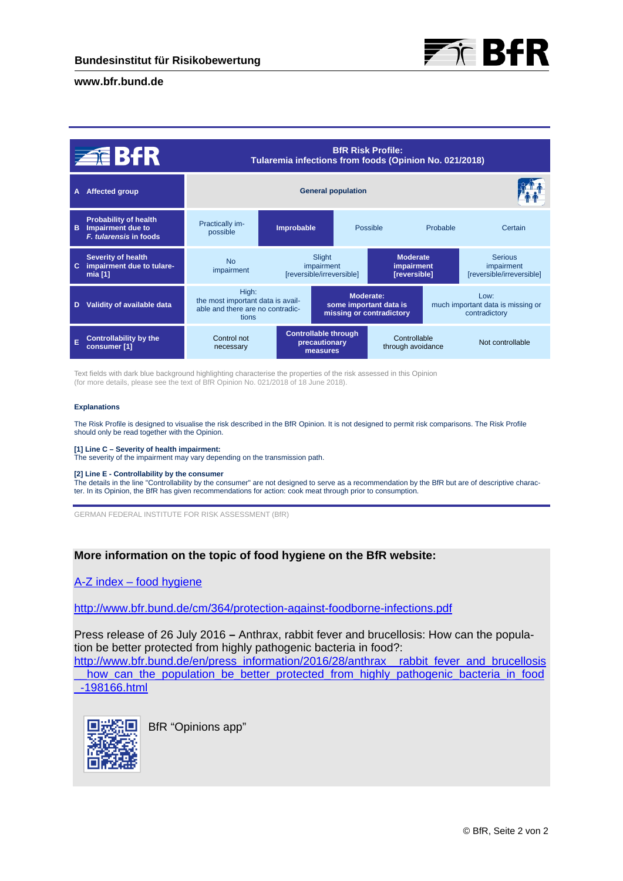## BfR Risk Profile: Tularemia infections from foods (Opinion No. 021/2018)

| | | | | | |
|---|---|---|---|---|---|
| **A** Affected group | General population | | | | |
| **B** Probability of health Impairment due to *F. tularensis* in foods | Practically impossible | **Improbable** | Possible | Probable | Certain |
| **C** Severity of health impairment due to tularemia [1] | No impairment | Slight impairment [reversible/irreversible] | **Moderate impairment [reversible]** | Serious impairment [reversible/irreversible] | |
| **D** Validity of available data | High: the most important data is available and there are no contradictions | **Moderate: some important data is missing or contradictory** | Low: much important data is missing or contradictory | | |
| **E** Controllability by the consumer [1] | Control not necessary | **Controllable through precautionary measures** | Controllable through avoidance | Not controllable | |

Text fields with dark blue background highlighting characterise the properties of the risk assessed in this Opinion (for more details, please see the text of BfR Opinion No. 021/2018 of 18 June 2018).

**Explanations**

The Risk Profile is designed to visualise the risk described in the BfR Opinion. It is not designed to permit risk comparisons. The Risk Profile should only be read together with the Opinion.

**[1] Line C – Severity of health impairment:**
The severity of the impairment may vary depending on the transmission path.

**[2] Line E - Controllability by the consumer**
The details in the line "Controllability by the consumer" are not designed to serve as a recommendation by the BfR but are of descriptive character. In its Opinion, the BfR has given recommendations for action: cook meat through prior to consumption.

GERMAN FEDERAL INSTITUTE FOR RISK ASSESSMENT (BfR)

### More information on the topic of food hygiene on the BfR website:

A-Z index – food hygiene

http://www.bfr.bund.de/cm/364/protection-against-foodborne-infections.pdf

Press release of 26 July 2016 – Anthrax, rabbit fever and brucellosis: How can the population be better protected from highly pathogenic bacteria in food?:
http://www.bfr.bund.de/en/press_information/2016/28/anthrax__rabbit_fever_and_brucellosis__how_can_the_population_be_better_protected_from_highly_pathogenic_bacteria_in_food_-198166.html

BfR "Opinions app"